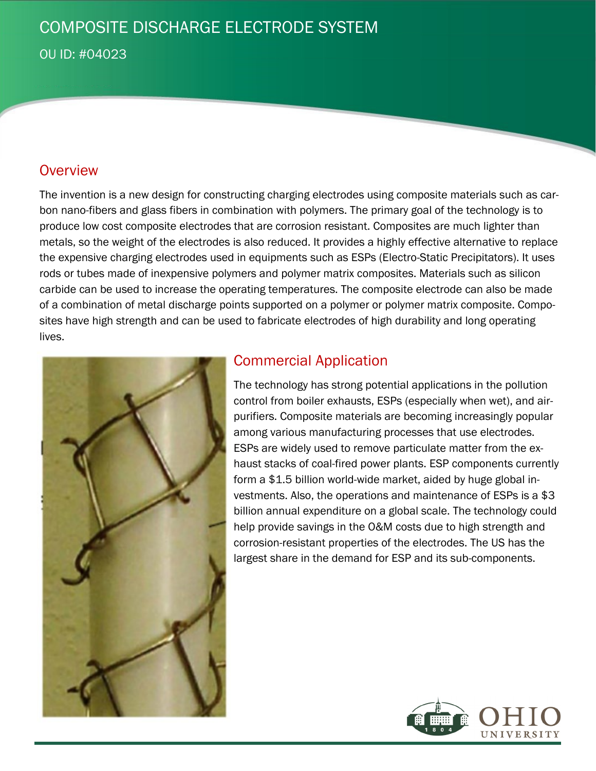# COMPOSITE DISCHARGE ELECTRODE SYSTEM

OU ID: #04023

## Overview

The invention is a new design for constructing charging electrodes using composite materials such as carbon nano-fibers and glass fibers in combination with polymers. The primary goal of the technology is to produce low cost composite electrodes that are corrosion resistant. Composites are much lighter than metals, so the weight of the electrodes is also reduced. It provides a highly effective alternative to replace the expensive charging electrodes used in equipments such as ESPs (Electro-Static Precipitators). It uses rods or tubes made of inexpensive polymers and polymer matrix composites. Materials such as silicon carbide can be used to increase the operating temperatures. The composite electrode can also be made of a combination of metal discharge points supported on a polymer or polymer matrix composite. Composites have high strength and can be used to fabricate electrodes of high durability and long operating lives.

## Commercial Application

The technology has strong potential applications in the pollution control from boiler exhausts, ESPs (especially when wet), and air-purifiers. Composite materials are becoming increasingly popular among various manufacturing processes that use electrodes. ESPs are widely used to remove particulate matter from the exhaust stacks of coal-fired power plants. ESP components currently form a $1.5 billion world-wide market, aided by huge global investments. Also, the operations and maintenance of ESPs is a $3 billion annual expenditure on a global scale. The technology could help provide savings in the O&M costs due to high strength and corrosion-resistant properties of the electrodes. The US has the largest share in the demand for ESP and its sub-components.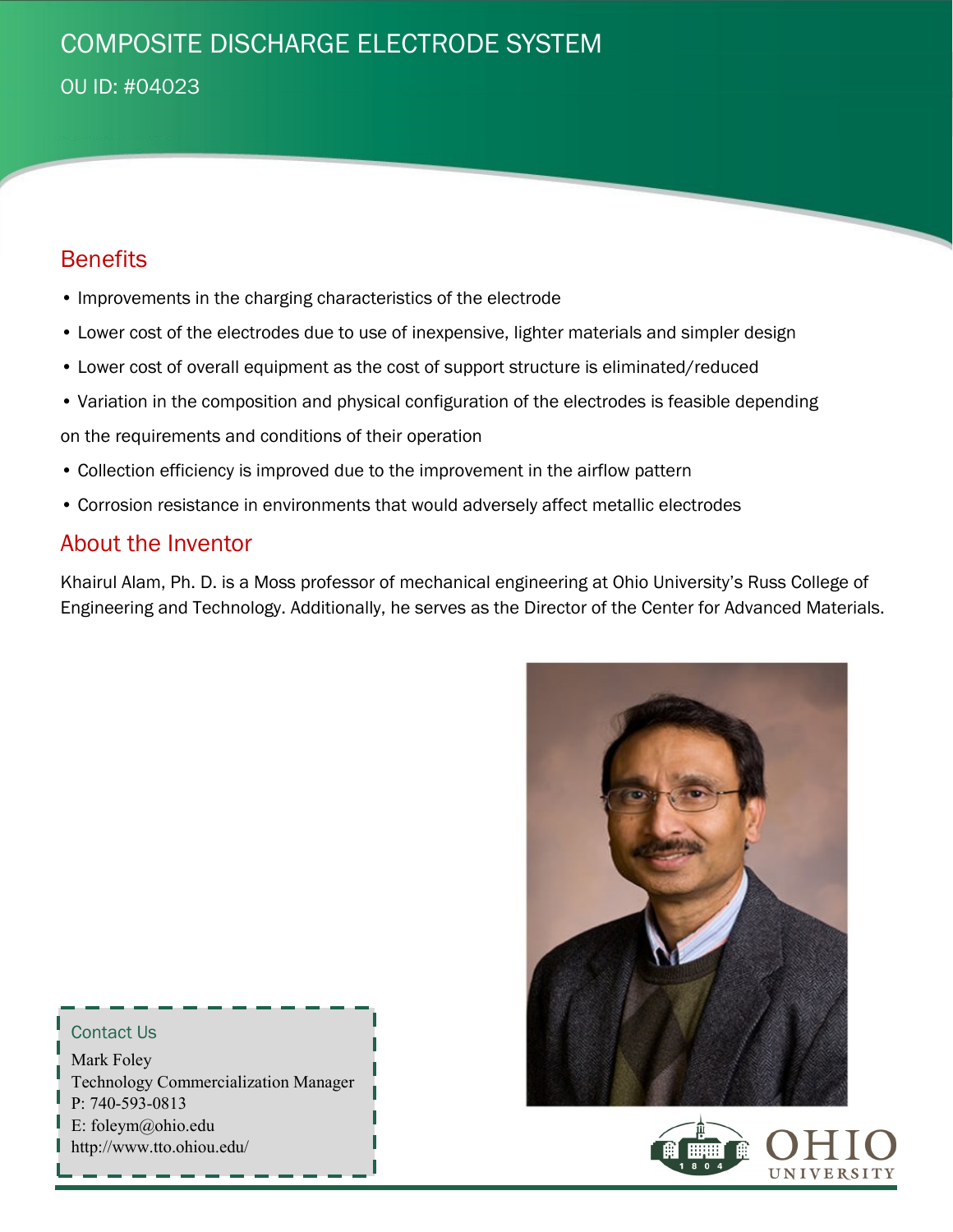# COMPOSITE DISCHARGE ELECTRODE SYSTEM

OU ID: #04023

## Benefits

- Improvements in the charging characteristics of the electrode
- Lower cost of the electrodes due to use of inexpensive, lighter materials and simpler design
- Lower cost of overall equipment as the cost of support structure is eliminated/reduced
- Variation in the composition and physical configuration of the electrodes is feasible depending on the requirements and conditions of their operation
- Collection efficiency is improved due to the improvement in the airflow pattern
- Corrosion resistance in environments that would adversely affect metallic electrodes

## About the Inventor

Khairul Alam, Ph. D. is a Moss professor of mechanical engineering at Ohio University's Russ College of Engineering and Technology. Additionally, he serves as the Director of the Center for Advanced Materials.

### Contact Us

Mark Foley
Technology Commercialization Manager
P: 740-593-0813
E: foleym@ohio.edu
http://www.tto.ohiou.edu/